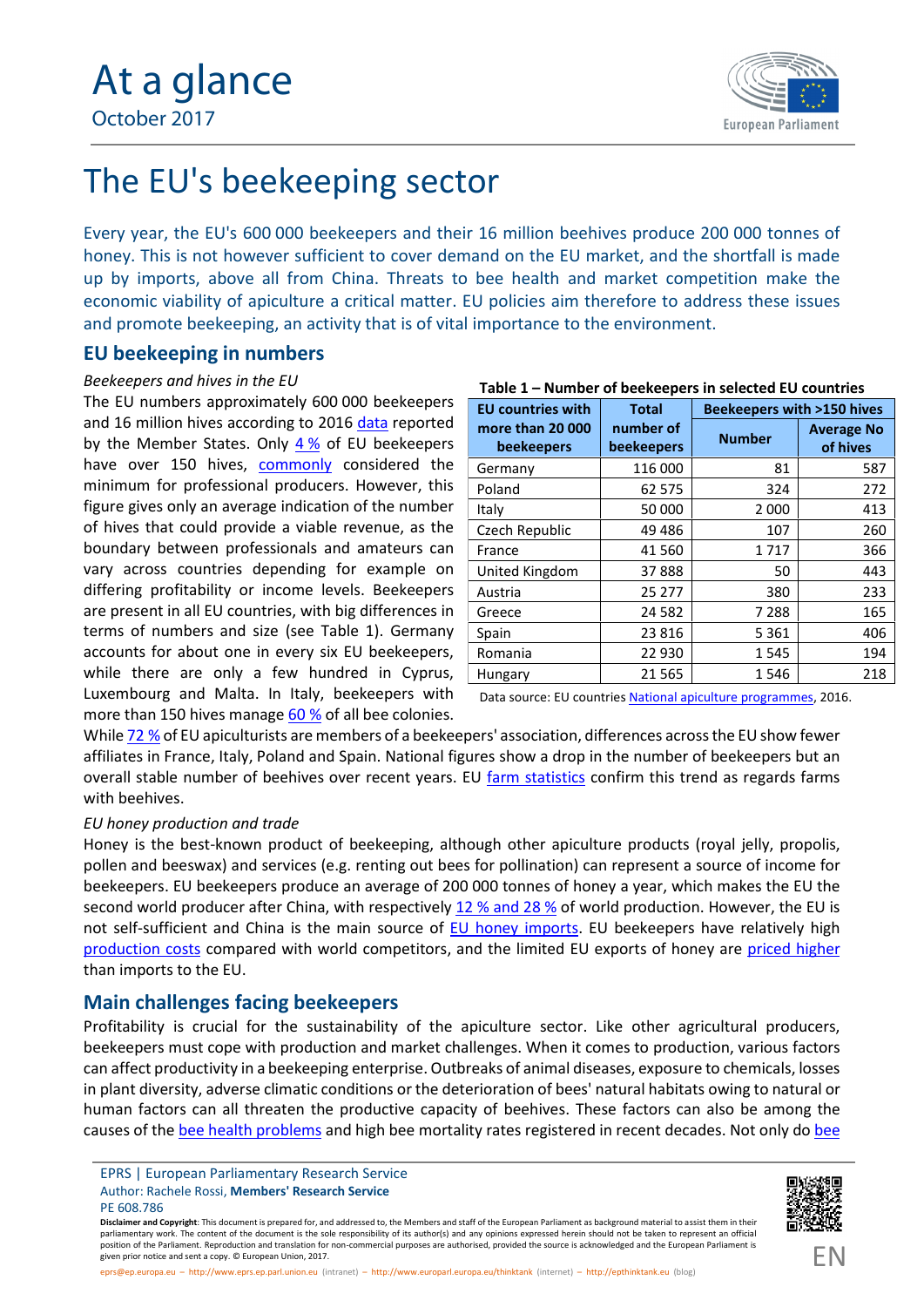# At a glance

October 2017

# The EU's beekeeping sector

Every year, the EU's 600 000 beekeepers and their 16 million beehives produce 200 000 tonnes of honey. This is not however sufficient to cover demand on the EU market, and the shortfall is made up by imports, above all from China. Threats to bee health and market competition make the economic viability of apiculture a critical matter. EU policies aim therefore to address these issues and promote beekeeping, an activity that is of vital importance to the environment.

## EU beekeeping in numbers

*Beekeepers and hives in the EU*

The EU numbers approximately 600 000 beekeepers and 16 million hives according to 2016 data reported by the Member States. Only 4 % of EU beekeepers have over 150 hives, commonly considered the minimum for professional producers. However, this figure gives only an average indication of the number of hives that could provide a viable revenue, as the boundary between professionals and amateurs can vary across countries depending for example on differing profitability or income levels. Beekeepers are present in all EU countries, with big differences in terms of numbers and size (see Table 1). Germany accounts for about one in every six EU beekeepers, while there are only a few hundred in Cyprus, Luxembourg and Malta. In Italy, beekeepers with more than 150 hives manage 60 % of all bee colonies.

**Table 1 – Number of beekeepers in selected EU countries**

| EU countries with more than 20 000 beekeepers | Total number of beekeepers | Beekeepers with >150 hives | |
|---|---|---|---|
| | | Number | Average No of hives |
| Germany | 116 000 | 81 | 587 |
| Poland | 62 575 | 324 | 272 |
| Italy | 50 000 | 2 000 | 413 |
| Czech Republic | 49 486 | 107 | 260 |
| France | 41 560 | 1 717 | 366 |
| United Kingdom | 37 888 | 50 | 443 |
| Austria | 25 277 | 380 | 233 |
| Greece | 24 582 | 7 288 | 165 |
| Spain | 23 816 | 5 361 | 406 |
| Romania | 22 930 | 1 545 | 194 |
| Hungary | 21 565 | 1 546 | 218 |

Data source: EU countries National apiculture programmes, 2016.

While 72 % of EU apiculturists are members of a beekeepers' association, differences across the EU show fewer affiliates in France, Italy, Poland and Spain. National figures show a drop in the number of beekeepers but an overall stable number of beehives over recent years. EU farm statistics confirm this trend as regards farms with beehives.

*EU honey production and trade*

Honey is the best-known product of beekeeping, although other apiculture products (royal jelly, propolis, pollen and beeswax) and services (e.g. renting out bees for pollination) can represent a source of income for beekeepers. EU beekeepers produce an average of 200 000 tonnes of honey a year, which makes the EU the second world producer after China, with respectively 12 % and 28 % of world production. However, the EU is not self-sufficient and China is the main source of EU honey imports. EU beekeepers have relatively high production costs compared with world competitors, and the limited EU exports of honey are priced higher than imports to the EU.

## Main challenges facing beekeepers

Profitability is crucial for the sustainability of the apiculture sector. Like other agricultural producers, beekeepers must cope with production and market challenges. When it comes to production, various factors can affect productivity in a beekeeping enterprise. Outbreaks of animal diseases, exposure to chemicals, losses in plant diversity, adverse climatic conditions or the deterioration of bees' natural habitats owing to natural or human factors can all threaten the productive capacity of beehives. These factors can also be among the causes of the bee health problems and high bee mortality rates registered in recent decades. Not only do bee

EPRS | European Parliamentary Research Service
Author: Rachele Rossi, **Members' Research Service**
PE 608.786

**Disclaimer and Copyright**: This document is prepared for, and addressed to, the Members and staff of the European Parliament as background material to assist them in their parliamentary work. The content of the document is the sole responsibility of its author(s) and any opinions expressed herein should not be taken to represent an official position of the Parliament. Reproduction and translation for non-commercial purposes are authorised, provided the source is acknowledged and the European Parliament is given prior notice and sent a copy. © European Union, 2017.

eprs@ep.europa.eu – http://www.eprs.ep.parl.union.eu (intranet) – http://www.europarl.europa.eu/thinktank (internet) – http://epthinktank.eu (blog)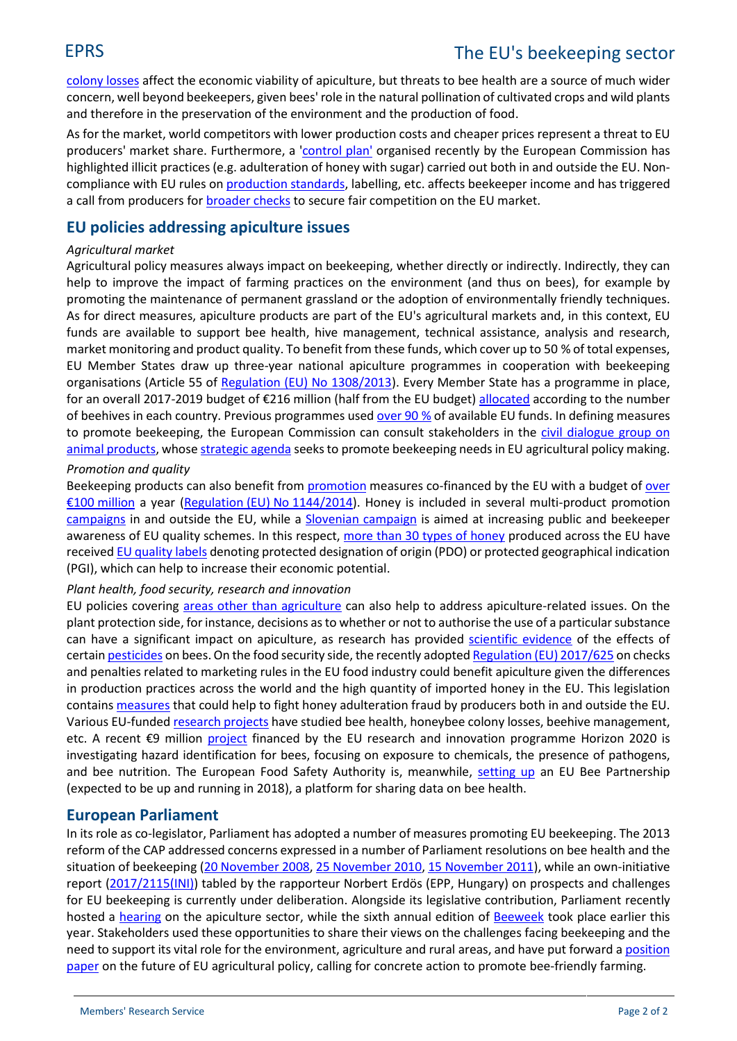colony losses affect the economic viability of apiculture, but threats to bee health are a source of much wider concern, well beyond beekeepers, given bees' role in the natural pollination of cultivated crops and wild plants and therefore in the preservation of the environment and the production of food.

As for the market, world competitors with lower production costs and cheaper prices represent a threat to EU producers' market share. Furthermore, a 'control plan' organised recently by the European Commission has highlighted illicit practices (e.g. adulteration of honey with sugar) carried out both in and outside the EU. Non-compliance with EU rules on production standards, labelling, etc. affects beekeeper income and has triggered a call from producers for broader checks to secure fair competition on the EU market.

## EU policies addressing apiculture issues

*Agricultural market*

Agricultural policy measures always impact on beekeeping, whether directly or indirectly. Indirectly, they can help to improve the impact of farming practices on the environment (and thus on bees), for example by promoting the maintenance of permanent grassland or the adoption of environmentally friendly techniques. As for direct measures, apiculture products are part of the EU's agricultural markets and, in this context, EU funds are available to support bee health, hive management, technical assistance, analysis and research, market monitoring and product quality. To benefit from these funds, which cover up to 50 % of total expenses, EU Member States draw up three-year national apiculture programmes in cooperation with beekeeping organisations (Article 55 of Regulation (EU) No 1308/2013). Every Member State has a programme in place, for an overall 2017-2019 budget of €216 million (half from the EU budget) allocated according to the number of beehives in each country. Previous programmes used over 90 % of available EU funds. In defining measures to promote beekeeping, the European Commission can consult stakeholders in the civil dialogue group on animal products, whose strategic agenda seeks to promote beekeeping needs in EU agricultural policy making.

*Promotion and quality*

Beekeeping products can also benefit from promotion measures co-financed by the EU with a budget of over €100 million a year (Regulation (EU) No 1144/2014). Honey is included in several multi-product promotion campaigns in and outside the EU, while a Slovenian campaign is aimed at increasing public and beekeeper awareness of EU quality schemes. In this respect, more than 30 types of honey produced across the EU have received EU quality labels denoting protected designation of origin (PDO) or protected geographical indication (PGI), which can help to increase their economic potential.

*Plant health, food security, research and innovation*

EU policies covering areas other than agriculture can also help to address apiculture-related issues. On the plant protection side, for instance, decisions as to whether or not to authorise the use of a particular substance can have a significant impact on apiculture, as research has provided scientific evidence of the effects of certain pesticides on bees. On the food security side, the recently adopted Regulation (EU) 2017/625 on checks and penalties related to marketing rules in the EU food industry could benefit apiculture given the differences in production practices across the world and the high quantity of imported honey in the EU. This legislation contains measures that could help to fight honey adulteration fraud by producers both in and outside the EU. Various EU-funded research projects have studied bee health, honeybee colony losses, beehive management, etc. A recent €9 million project financed by the EU research and innovation programme Horizon 2020 is investigating hazard identification for bees, focusing on exposure to chemicals, the presence of pathogens, and bee nutrition. The European Food Safety Authority is, meanwhile, setting up an EU Bee Partnership (expected to be up and running in 2018), a platform for sharing data on bee health.

## European Parliament

In its role as co-legislator, Parliament has adopted a number of measures promoting EU beekeeping. The 2013 reform of the CAP addressed concerns expressed in a number of Parliament resolutions on bee health and the situation of beekeeping (20 November 2008, 25 November 2010, 15 November 2011), while an own-initiative report (2017/2115(INI)) tabled by the rapporteur Norbert Erdös (EPP, Hungary) on prospects and challenges for EU beekeeping is currently under deliberation. Alongside its legislative contribution, Parliament recently hosted a hearing on the apiculture sector, while the sixth annual edition of Beeweek took place earlier this year. Stakeholders used these opportunities to share their views on the challenges facing beekeeping and the need to support its vital role for the environment, agriculture and rural areas, and have put forward a position paper on the future of EU agricultural policy, calling for concrete action to promote bee-friendly farming.